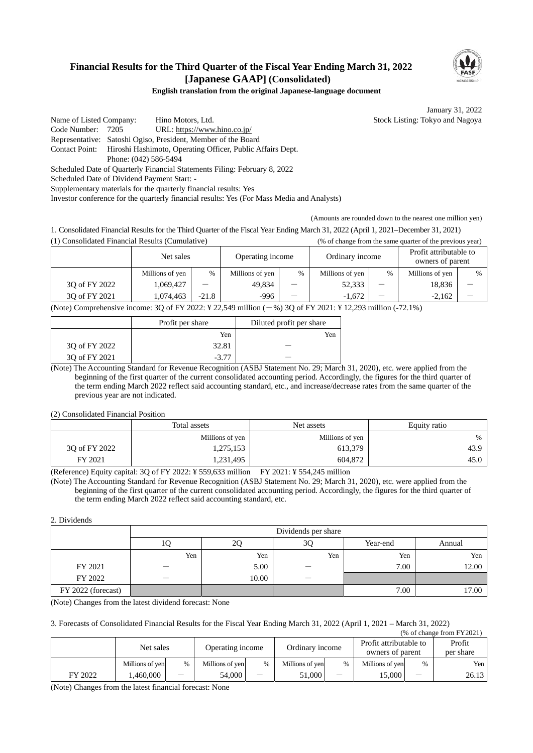# Financial Results for the Third Quarter of the Fiscal Year Ending March 31, 2022 [Japanese GAAP] (Consolidated)

**English translation from the original Japanese-language document**

January 31, 2022

Name of Listed Company: Hino Motors, Ltd. Stock Listing: Tokyo and Nagoya
Code Number: 7205 URL: https://www.hino.co.jp/
Representative: Satoshi Ogiso, President, Member of the Board
Contact Point: Hiroshi Hashimoto, Operating Officer, Public Affairs Dept.
Phone: (042) 586-5494
Scheduled Date of Quarterly Financial Statements Filing: February 8, 2022
Scheduled Date of Dividend Payment Start: -
Supplementary materials for the quarterly financial results: Yes
Investor conference for the quarterly financial results: Yes (For Mass Media and Analysts)

(Amounts are rounded down to the nearest one million yen)

1. Consolidated Financial Results for the Third Quarter of the Fiscal Year Ending March 31, 2022 (April 1, 2021–December 31, 2021)

(1) Consolidated Financial Results (Cumulative) (% of change from the same quarter of the previous year)

| | Net sales | | Operating income | | Ordinary income | | Profit attributable to owners of parent | |
|---|---|---|---|---|---|---|---|---|
| | Millions of yen | % | Millions of yen | % | Millions of yen | % | Millions of yen | % |
| 3Q of FY 2022 | 1,069,427 | ― | 49,834 | ― | 52,333 | ― | 18,836 | ― |
| 3Q of FY 2021 | 1,074,463 | -21.8 | -996 | ― | -1,672 | ― | -2,162 | ― |

(Note) Comprehensive income: 3Q of FY 2022: ¥ 22,549 million (―%) 3Q of FY 2021: ¥ 12,293 million (-72.1%)

| | Profit per share | Diluted profit per share |
|---|---|---|
| | Yen | Yen |
| 3Q of FY 2022 | 32.81 | ― |
| 3Q of FY 2021 | -3.77 | ― |

(Note) The Accounting Standard for Revenue Recognition (ASBJ Statement No. 29; March 31, 2020), etc. were applied from the beginning of the first quarter of the current consolidated accounting period. Accordingly, the figures for the third quarter of the term ending March 2022 reflect said accounting standard, etc., and increase/decrease rates from the same quarter of the previous year are not indicated.

(2) Consolidated Financial Position

| | Total assets | Net assets | Equity ratio |
|---|---|---|---|
| | Millions of yen | Millions of yen | % |
| 3Q of FY 2022 | 1,275,153 | 613,379 | 43.9 |
| FY 2021 | 1,231,495 | 604,872 | 45.0 |

(Reference) Equity capital: 3Q of FY 2022: ¥ 559,633 million FY 2021: ¥ 554,245 million

(Note) The Accounting Standard for Revenue Recognition (ASBJ Statement No. 29; March 31, 2020), etc. were applied from the beginning of the first quarter of the current consolidated accounting period. Accordingly, the figures for the third quarter of the term ending March 2022 reflect said accounting standard, etc.

2. Dividends

| | Dividends per share | | | | |
|---|---|---|---|---|---|
| | 1Q | 2Q | 3Q | Year-end | Annual |
| | Yen | Yen | Yen | Yen | Yen |
| FY 2021 | ― | 5.00 | ― | 7.00 | 12.00 |
| FY 2022 | ― | 10.00 | ― | | |
| FY 2022 (forecast) | | | | 7.00 | 17.00 |

(Note) Changes from the latest dividend forecast: None

3. Forecasts of Consolidated Financial Results for the Fiscal Year Ending March 31, 2022 (April 1, 2021 – March 31, 2022)

(% of change from FY2021)

| | Net sales | | Operating income | | Ordinary income | | Profit attributable to owners of parent | | Profit per share |
|---|---|---|---|---|---|---|---|---|---|
| | Millions of yen | % | Millions of yen | % | Millions of yen | % | Millions of yen | % | Yen |
| FY 2022 | 1,460,000 | ― | 54,000 | ― | 51,000 | ― | 15,000 | ― | 26.13 |

(Note) Changes from the latest financial forecast: None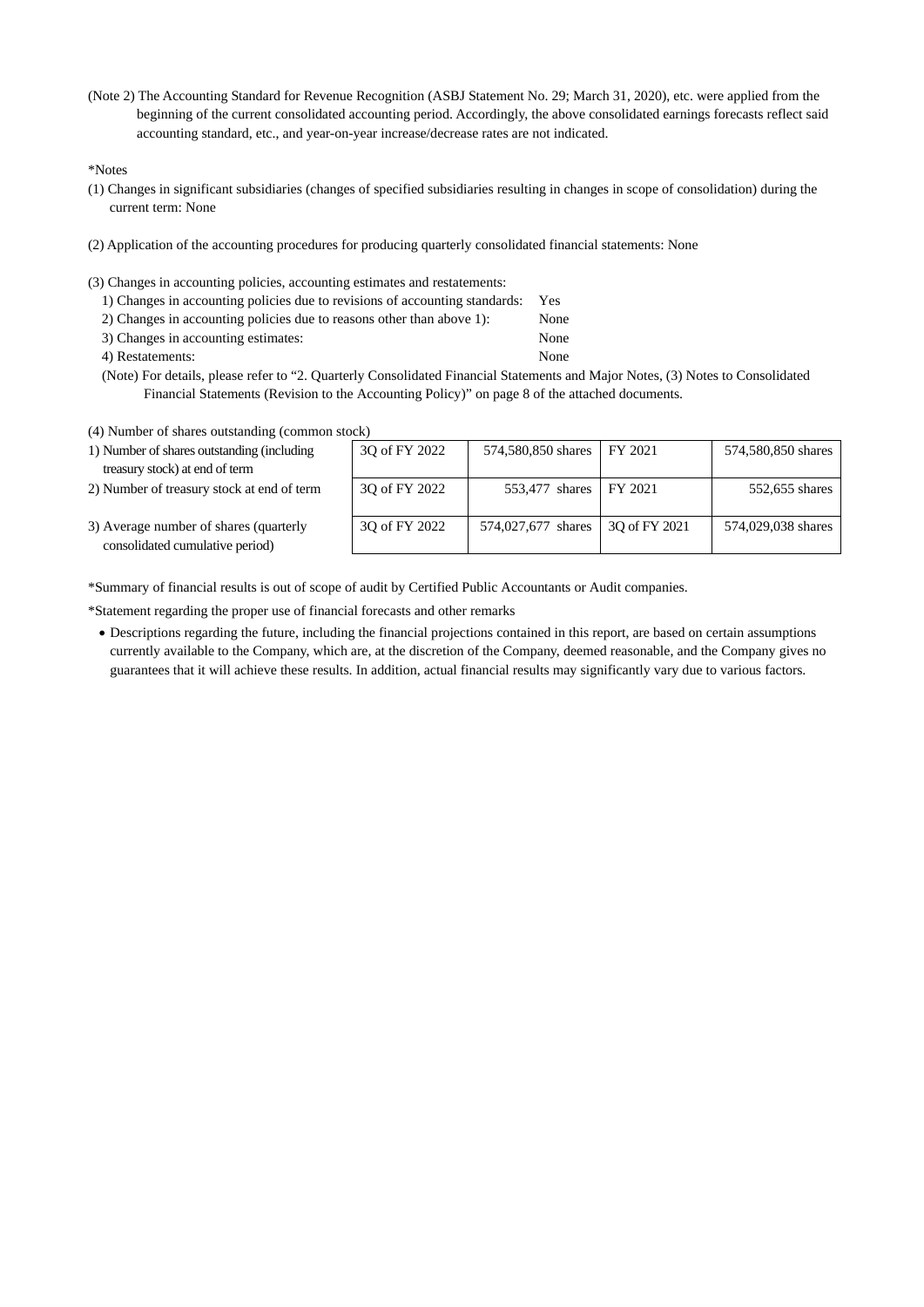(Note 2) The Accounting Standard for Revenue Recognition (ASBJ Statement No. 29; March 31, 2020), etc. were applied from the beginning of the current consolidated accounting period. Accordingly, the above consolidated earnings forecasts reflect said accounting standard, etc., and year-on-year increase/decrease rates are not indicated.

*Notes

(1) Changes in significant subsidiaries (changes of specified subsidiaries resulting in changes in scope of consolidation) during the current term: None

(2) Application of the accounting procedures for producing quarterly consolidated financial statements: None

(3) Changes in accounting policies, accounting estimates and restatements:

1) Changes in accounting policies due to revisions of accounting standards: Yes
2) Changes in accounting policies due to reasons other than above 1): None
3) Changes in accounting estimates: None
4) Restatements: None

(Note) For details, please refer to "2. Quarterly Consolidated Financial Statements and Major Notes, (3) Notes to Consolidated Financial Statements (Revision to the Accounting Policy)" on page 8 of the attached documents.

(4) Number of shares outstanding (common stock)

| | | | | |
|---|---|---|---|---|
| 1) Number of shares outstanding (including treasury stock) at end of term | 3Q of FY 2022 | 574,580,850 shares | FY 2021 | 574,580,850 shares |
| 2) Number of treasury stock at end of term | 3Q of FY 2022 | 553,477 shares | FY 2021 | 552,655 shares |
| 3) Average number of shares (quarterly consolidated cumulative period) | 3Q of FY 2022 | 574,027,677 shares | 3Q of FY 2021 | 574,029,038 shares |

*Summary of financial results is out of scope of audit by Certified Public Accountants or Audit companies.

*Statement regarding the proper use of financial forecasts and other remarks

- Descriptions regarding the future, including the financial projections contained in this report, are based on certain assumptions currently available to the Company, which are, at the discretion of the Company, deemed reasonable, and the Company gives no guarantees that it will achieve these results. In addition, actual financial results may significantly vary due to various factors.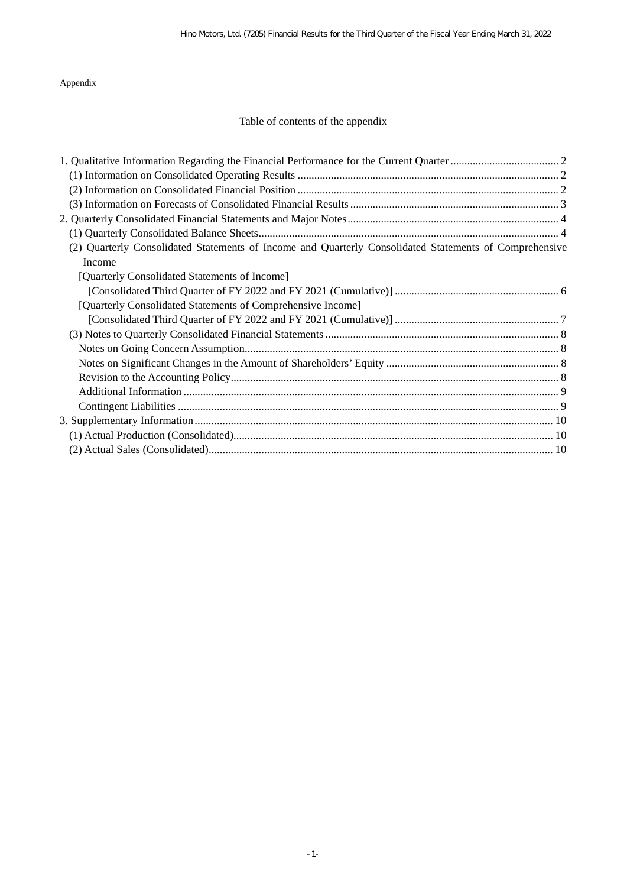Appendix

Table of contents of the appendix

1. Qualitative Information Regarding the Financial Performance for the Current Quarter ....................................... 2
   (1) Information on Consolidated Operating Results ............................................................................................. 2
   (2) Information on Consolidated Financial Position ............................................................................................. 2
   (3) Information on Forecasts of Consolidated Financial Results ........................................................................... 3
2. Quarterly Consolidated Financial Statements and Major Notes ............................................................................ 4
   (1) Quarterly Consolidated Balance Sheets............................................................................................................ 4
   (2) Quarterly Consolidated Statements of Income and Quarterly Consolidated Statements of Comprehensive Income
      [Quarterly Consolidated Statements of Income]
         [Consolidated Third Quarter of FY 2022 and FY 2021 (Cumulative)] ........................................................... 6
      [Quarterly Consolidated Statements of Comprehensive Income]
         [Consolidated Third Quarter of FY 2022 and FY 2021 (Cumulative)] ........................................................... 7
   (3) Notes to Quarterly Consolidated Financial Statements .................................................................................... 8
      Notes on Going Concern Assumption................................................................................................................ 8
      Notes on Significant Changes in the Amount of Shareholders' Equity .............................................................. 8
      Revision to the Accounting Policy..................................................................................................................... 8
      Additional Information ...................................................................................................................................... 9
      Contingent Liabilities ....................................................................................................................................... 9
3. Supplementary Information ................................................................................................................................ 10
   (1) Actual Production (Consolidated).................................................................................................................. 10
   (2) Actual Sales (Consolidated)........................................................................................................................... 10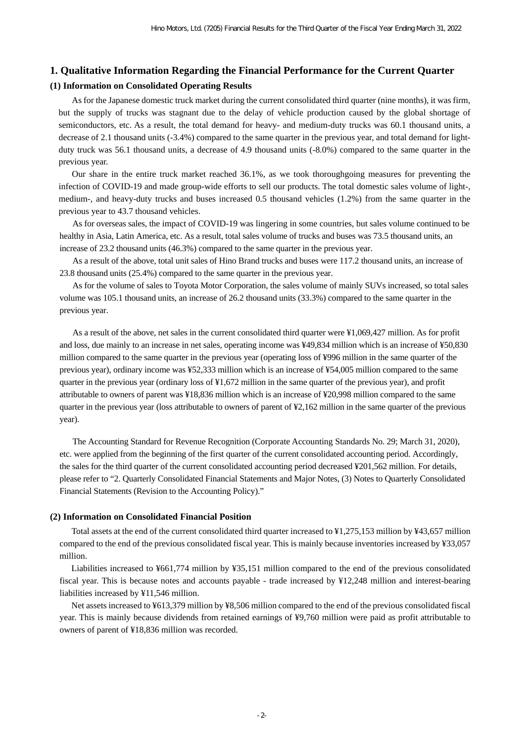# 1. Qualitative Information Regarding the Financial Performance for the Current Quarter

## (1) Information on Consolidated Operating Results

As for the Japanese domestic truck market during the current consolidated third quarter (nine months), it was firm, but the supply of trucks was stagnant due to the delay of vehicle production caused by the global shortage of semiconductors, etc. As a result, the total demand for heavy- and medium-duty trucks was 60.1 thousand units, a decrease of 2.1 thousand units (-3.4%) compared to the same quarter in the previous year, and total demand for light-duty truck was 56.1 thousand units, a decrease of 4.9 thousand units (-8.0%) compared to the same quarter in the previous year.

Our share in the entire truck market reached 36.1%, as we took thoroughgoing measures for preventing the infection of COVID-19 and made group-wide efforts to sell our products. The total domestic sales volume of light-, medium-, and heavy-duty trucks and buses increased 0.5 thousand vehicles (1.2%) from the same quarter in the previous year to 43.7 thousand vehicles.

As for overseas sales, the impact of COVID-19 was lingering in some countries, but sales volume continued to be healthy in Asia, Latin America, etc. As a result, total sales volume of trucks and buses was 73.5 thousand units, an increase of 23.2 thousand units (46.3%) compared to the same quarter in the previous year.

As a result of the above, total unit sales of Hino Brand trucks and buses were 117.2 thousand units, an increase of 23.8 thousand units (25.4%) compared to the same quarter in the previous year.

As for the volume of sales to Toyota Motor Corporation, the sales volume of mainly SUVs increased, so total sales volume was 105.1 thousand units, an increase of 26.2 thousand units (33.3%) compared to the same quarter in the previous year.

As a result of the above, net sales in the current consolidated third quarter were ¥1,069,427 million. As for profit and loss, due mainly to an increase in net sales, operating income was ¥49,834 million which is an increase of ¥50,830 million compared to the same quarter in the previous year (operating loss of ¥996 million in the same quarter of the previous year), ordinary income was ¥52,333 million which is an increase of ¥54,005 million compared to the same quarter in the previous year (ordinary loss of ¥1,672 million in the same quarter of the previous year), and profit attributable to owners of parent was ¥18,836 million which is an increase of ¥20,998 million compared to the same quarter in the previous year (loss attributable to owners of parent of ¥2,162 million in the same quarter of the previous year).

The Accounting Standard for Revenue Recognition (Corporate Accounting Standards No. 29; March 31, 2020), etc. were applied from the beginning of the first quarter of the current consolidated accounting period. Accordingly, the sales for the third quarter of the current consolidated accounting period decreased ¥201,562 million. For details, please refer to "2. Quarterly Consolidated Financial Statements and Major Notes, (3) Notes to Quarterly Consolidated Financial Statements (Revision to the Accounting Policy)."

## (2) Information on Consolidated Financial Position

Total assets at the end of the current consolidated third quarter increased to ¥1,275,153 million by ¥43,657 million compared to the end of the previous consolidated fiscal year. This is mainly because inventories increased by ¥33,057 million.

Liabilities increased to ¥661,774 million by ¥35,151 million compared to the end of the previous consolidated fiscal year. This is because notes and accounts payable - trade increased by ¥12,248 million and interest-bearing liabilities increased by ¥11,546 million.

Net assets increased to ¥613,379 million by ¥8,506 million compared to the end of the previous consolidated fiscal year. This is mainly because dividends from retained earnings of ¥9,760 million were paid as profit attributable to owners of parent of ¥18,836 million was recorded.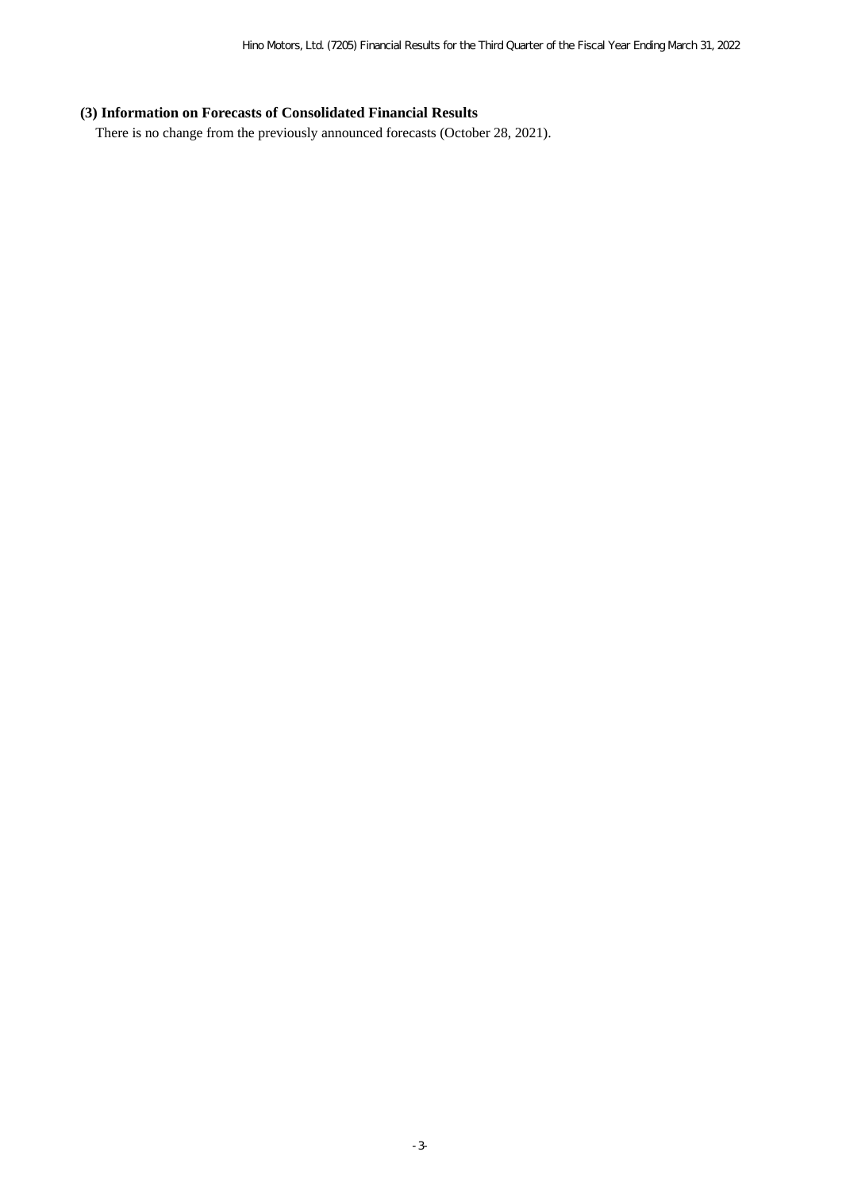### (3) Information on Forecasts of Consolidated Financial Results

There is no change from the previously announced forecasts (October 28, 2021).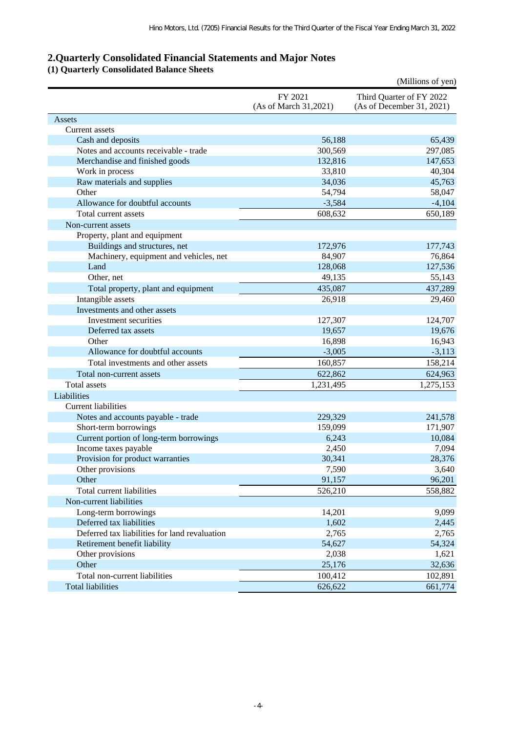## 2.Quarterly Consolidated Financial Statements and Major Notes

### (1) Quarterly Consolidated Balance Sheets

(Millions of yen)

| | FY 2021 (As of March 31,2021) | Third Quarter of FY 2022 (As of December 31, 2021) |
|---|---|---|
| Assets | | |
| Current assets | | |
| Cash and deposits | 56,188 | 65,439 |
| Notes and accounts receivable - trade | 300,569 | 297,085 |
| Merchandise and finished goods | 132,816 | 147,653 |
| Work in process | 33,810 | 40,304 |
| Raw materials and supplies | 34,036 | 45,763 |
| Other | 54,794 | 58,047 |
| Allowance for doubtful accounts | -3,584 | -4,104 |
| Total current assets | 608,632 | 650,189 |
| Non-current assets | | |
| Property, plant and equipment | | |
| Buildings and structures, net | 172,976 | 177,743 |
| Machinery, equipment and vehicles, net | 84,907 | 76,864 |
| Land | 128,068 | 127,536 |
| Other, net | 49,135 | 55,143 |
| Total property, plant and equipment | 435,087 | 437,289 |
| Intangible assets | 26,918 | 29,460 |
| Investments and other assets | | |
| Investment securities | 127,307 | 124,707 |
| Deferred tax assets | 19,657 | 19,676 |
| Other | 16,898 | 16,943 |
| Allowance for doubtful accounts | -3,005 | -3,113 |
| Total investments and other assets | 160,857 | 158,214 |
| Total non-current assets | 622,862 | 624,963 |
| Total assets | 1,231,495 | 1,275,153 |
| Liabilities | | |
| Current liabilities | | |
| Notes and accounts payable - trade | 229,329 | 241,578 |
| Short-term borrowings | 159,099 | 171,907 |
| Current portion of long-term borrowings | 6,243 | 10,084 |
| Income taxes payable | 2,450 | 7,094 |
| Provision for product warranties | 30,341 | 28,376 |
| Other provisions | 7,590 | 3,640 |
| Other | 91,157 | 96,201 |
| Total current liabilities | 526,210 | 558,882 |
| Non-current liabilities | | |
| Long-term borrowings | 14,201 | 9,099 |
| Deferred tax liabilities | 1,602 | 2,445 |
| Deferred tax liabilities for land revaluation | 2,765 | 2,765 |
| Retirement benefit liability | 54,627 | 54,324 |
| Other provisions | 2,038 | 1,621 |
| Other | 25,176 | 32,636 |
| Total non-current liabilities | 100,412 | 102,891 |
| Total liabilities | 626,622 | 661,774 |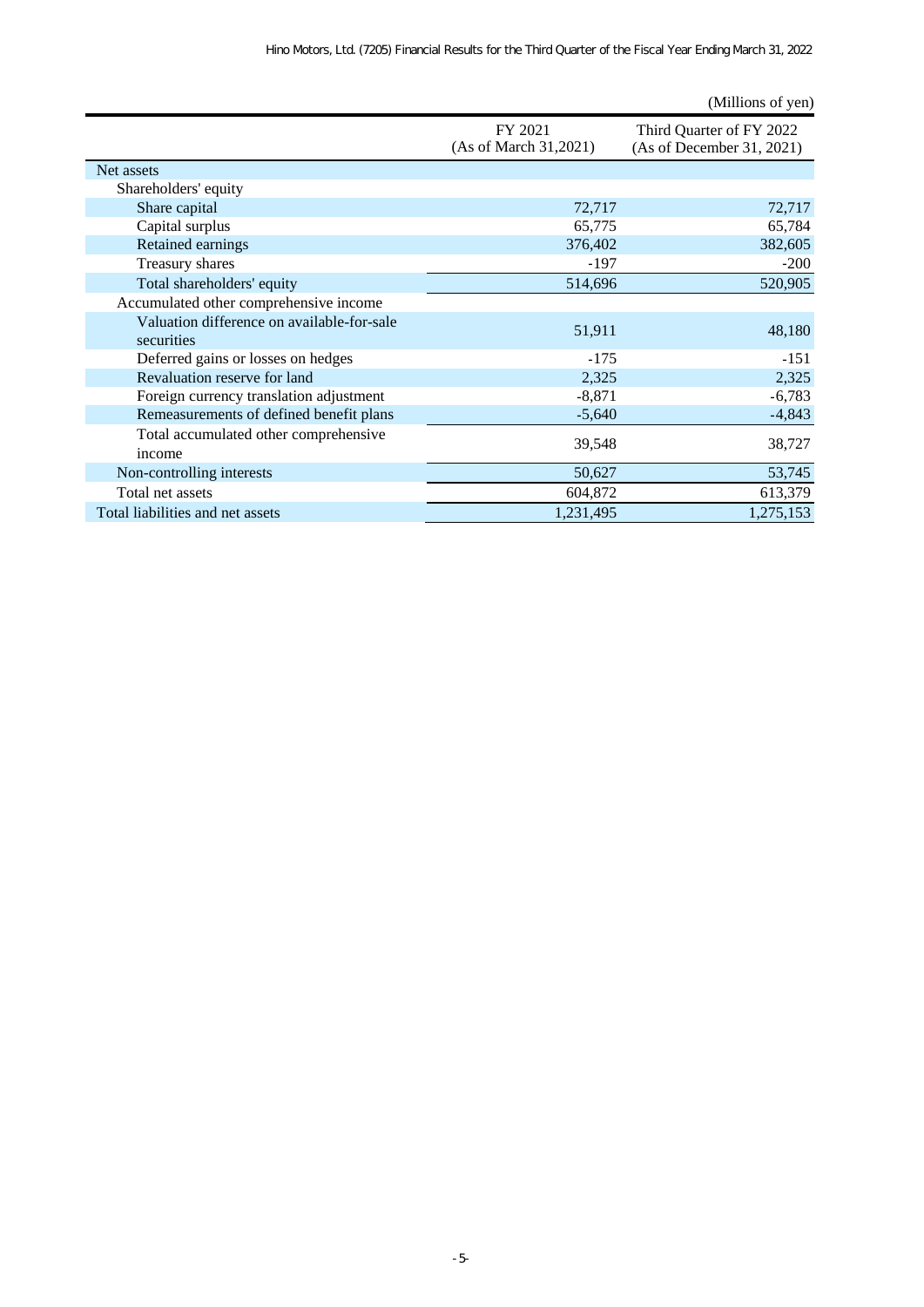(Millions of yen)

| | FY 2021 (As of March 31,2021) | Third Quarter of FY 2022 (As of December 31, 2021) |
|---|---|---|
| Net assets | | |
| Shareholders' equity | | |
| Share capital | 72,717 | 72,717 |
| Capital surplus | 65,775 | 65,784 |
| Retained earnings | 376,402 | 382,605 |
| Treasury shares | -197 | -200 |
| Total shareholders' equity | 514,696 | 520,905 |
| Accumulated other comprehensive income | | |
| Valuation difference on available-for-sale securities | 51,911 | 48,180 |
| Deferred gains or losses on hedges | -175 | -151 |
| Revaluation reserve for land | 2,325 | 2,325 |
| Foreign currency translation adjustment | -8,871 | -6,783 |
| Remeasurements of defined benefit plans | -5,640 | -4,843 |
| Total accumulated other comprehensive income | 39,548 | 38,727 |
| Non-controlling interests | 50,627 | 53,745 |
| Total net assets | 604,872 | 613,379 |
| Total liabilities and net assets | 1,231,495 | 1,275,153 |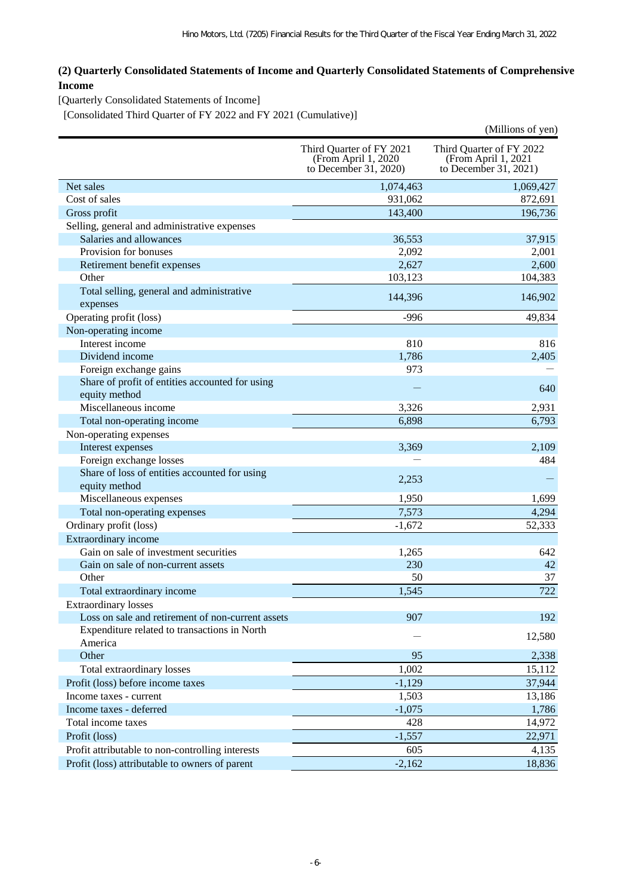### (2) Quarterly Consolidated Statements of Income and Quarterly Consolidated Statements of Comprehensive Income

[Quarterly Consolidated Statements of Income]

[Consolidated Third Quarter of FY 2022 and FY 2021 (Cumulative)]

(Millions of yen)

| | Third Quarter of FY 2021 (From April 1, 2020 to December 31, 2020) | Third Quarter of FY 2022 (From April 1, 2021 to December 31, 2021) |
|---|---|---|
| Net sales | 1,074,463 | 1,069,427 |
| Cost of sales | 931,062 | 872,691 |
| Gross profit | 143,400 | 196,736 |
| Selling, general and administrative expenses | | |
| Salaries and allowances | 36,553 | 37,915 |
| Provision for bonuses | 2,092 | 2,001 |
| Retirement benefit expenses | 2,627 | 2,600 |
| Other | 103,123 | 104,383 |
| Total selling, general and administrative expenses | 144,396 | 146,902 |
| Operating profit (loss) | -996 | 49,834 |
| Non-operating income | | |
| Interest income | 810 | 816 |
| Dividend income | 1,786 | 2,405 |
| Foreign exchange gains | 973 | — |
| Share of profit of entities accounted for using equity method | — | 640 |
| Miscellaneous income | 3,326 | 2,931 |
| Total non-operating income | 6,898 | 6,793 |
| Non-operating expenses | | |
| Interest expenses | 3,369 | 2,109 |
| Foreign exchange losses | — | 484 |
| Share of loss of entities accounted for using equity method | 2,253 | — |
| Miscellaneous expenses | 1,950 | 1,699 |
| Total non-operating expenses | 7,573 | 4,294 |
| Ordinary profit (loss) | -1,672 | 52,333 |
| Extraordinary income | | |
| Gain on sale of investment securities | 1,265 | 642 |
| Gain on sale of non-current assets | 230 | 42 |
| Other | 50 | 37 |
| Total extraordinary income | 1,545 | 722 |
| Extraordinary losses | | |
| Loss on sale and retirement of non-current assets | 907 | 192 |
| Expenditure related to transactions in North America | — | 12,580 |
| Other | 95 | 2,338 |
| Total extraordinary losses | 1,002 | 15,112 |
| Profit (loss) before income taxes | -1,129 | 37,944 |
| Income taxes - current | 1,503 | 13,186 |
| Income taxes - deferred | -1,075 | 1,786 |
| Total income taxes | 428 | 14,972 |
| Profit (loss) | -1,557 | 22,971 |
| Profit attributable to non-controlling interests | 605 | 4,135 |
| Profit (loss) attributable to owners of parent | -2,162 | 18,836 |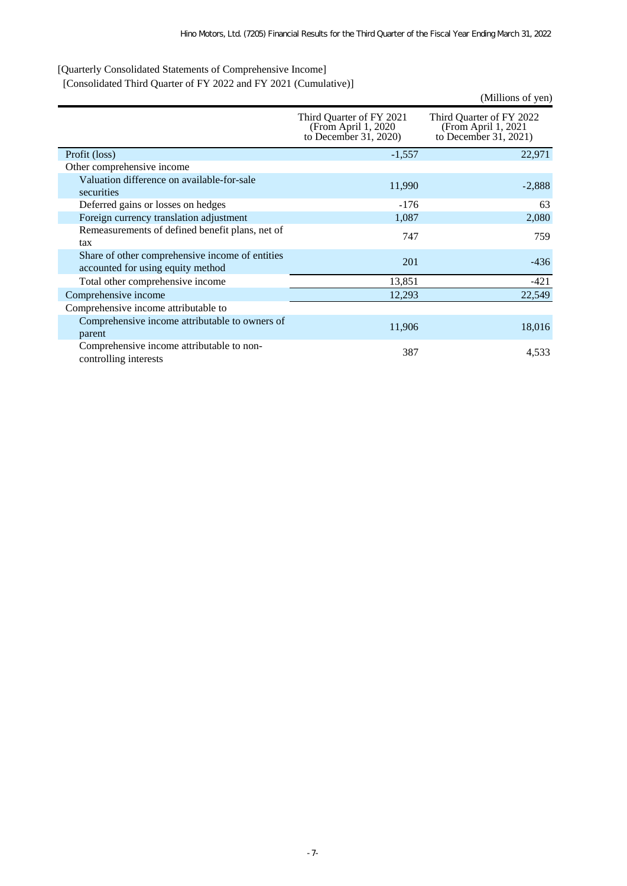[Quarterly Consolidated Statements of Comprehensive Income]
[Consolidated Third Quarter of FY 2022 and FY 2021 (Cumulative)]

(Millions of yen)

| | Third Quarter of FY 2021 (From April 1, 2020 to December 31, 2020) | Third Quarter of FY 2022 (From April 1, 2021 to December 31, 2021) |
|---|---|---|
| Profit (loss) | -1,557 | 22,971 |
| Other comprehensive income | | |
| Valuation difference on available-for-sale securities | 11,990 | -2,888 |
| Deferred gains or losses on hedges | -176 | 63 |
| Foreign currency translation adjustment | 1,087 | 2,080 |
| Remeasurements of defined benefit plans, net of tax | 747 | 759 |
| Share of other comprehensive income of entities accounted for using equity method | 201 | -436 |
| Total other comprehensive income | 13,851 | -421 |
| Comprehensive income | 12,293 | 22,549 |
| Comprehensive income attributable to | | |
| Comprehensive income attributable to owners of parent | 11,906 | 18,016 |
| Comprehensive income attributable to non-controlling interests | 387 | 4,533 |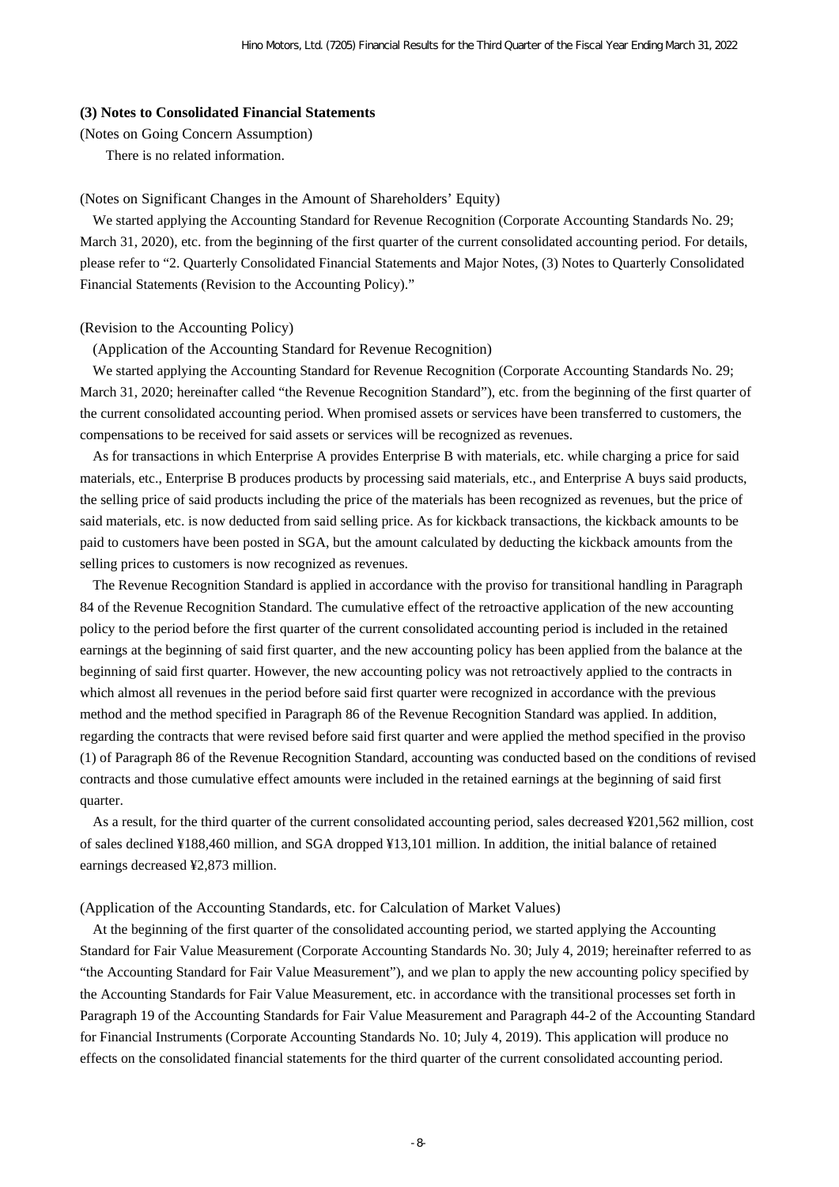### (3) Notes to Consolidated Financial Statements

(Notes on Going Concern Assumption)

There is no related information.

(Notes on Significant Changes in the Amount of Shareholders' Equity)

We started applying the Accounting Standard for Revenue Recognition (Corporate Accounting Standards No. 29; March 31, 2020), etc. from the beginning of the first quarter of the current consolidated accounting period. For details, please refer to "2. Quarterly Consolidated Financial Statements and Major Notes, (3) Notes to Quarterly Consolidated Financial Statements (Revision to the Accounting Policy)."

(Revision to the Accounting Policy)

(Application of the Accounting Standard for Revenue Recognition)

We started applying the Accounting Standard for Revenue Recognition (Corporate Accounting Standards No. 29; March 31, 2020; hereinafter called "the Revenue Recognition Standard"), etc. from the beginning of the first quarter of the current consolidated accounting period. When promised assets or services have been transferred to customers, the compensations to be received for said assets or services will be recognized as revenues.

As for transactions in which Enterprise A provides Enterprise B with materials, etc. while charging a price for said materials, etc., Enterprise B produces products by processing said materials, etc., and Enterprise A buys said products, the selling price of said products including the price of the materials has been recognized as revenues, but the price of said materials, etc. is now deducted from said selling price. As for kickback transactions, the kickback amounts to be paid to customers have been posted in SGA, but the amount calculated by deducting the kickback amounts from the selling prices to customers is now recognized as revenues.

The Revenue Recognition Standard is applied in accordance with the proviso for transitional handling in Paragraph 84 of the Revenue Recognition Standard. The cumulative effect of the retroactive application of the new accounting policy to the period before the first quarter of the current consolidated accounting period is included in the retained earnings at the beginning of said first quarter, and the new accounting policy has been applied from the balance at the beginning of said first quarter. However, the new accounting policy was not retroactively applied to the contracts in which almost all revenues in the period before said first quarter were recognized in accordance with the previous method and the method specified in Paragraph 86 of the Revenue Recognition Standard was applied. In addition, regarding the contracts that were revised before said first quarter and were applied the method specified in the proviso (1) of Paragraph 86 of the Revenue Recognition Standard, accounting was conducted based on the conditions of revised contracts and those cumulative effect amounts were included in the retained earnings at the beginning of said first quarter.

As a result, for the third quarter of the current consolidated accounting period, sales decreased ¥201,562 million, cost of sales declined ¥188,460 million, and SGA dropped ¥13,101 million. In addition, the initial balance of retained earnings decreased ¥2,873 million.

(Application of the Accounting Standards, etc. for Calculation of Market Values)

At the beginning of the first quarter of the consolidated accounting period, we started applying the Accounting Standard for Fair Value Measurement (Corporate Accounting Standards No. 30; July 4, 2019; hereinafter referred to as "the Accounting Standard for Fair Value Measurement"), and we plan to apply the new accounting policy specified by the Accounting Standards for Fair Value Measurement, etc. in accordance with the transitional processes set forth in Paragraph 19 of the Accounting Standards for Fair Value Measurement and Paragraph 44-2 of the Accounting Standard for Financial Instruments (Corporate Accounting Standards No. 10; July 4, 2019). This application will produce no effects on the consolidated financial statements for the third quarter of the current consolidated accounting period.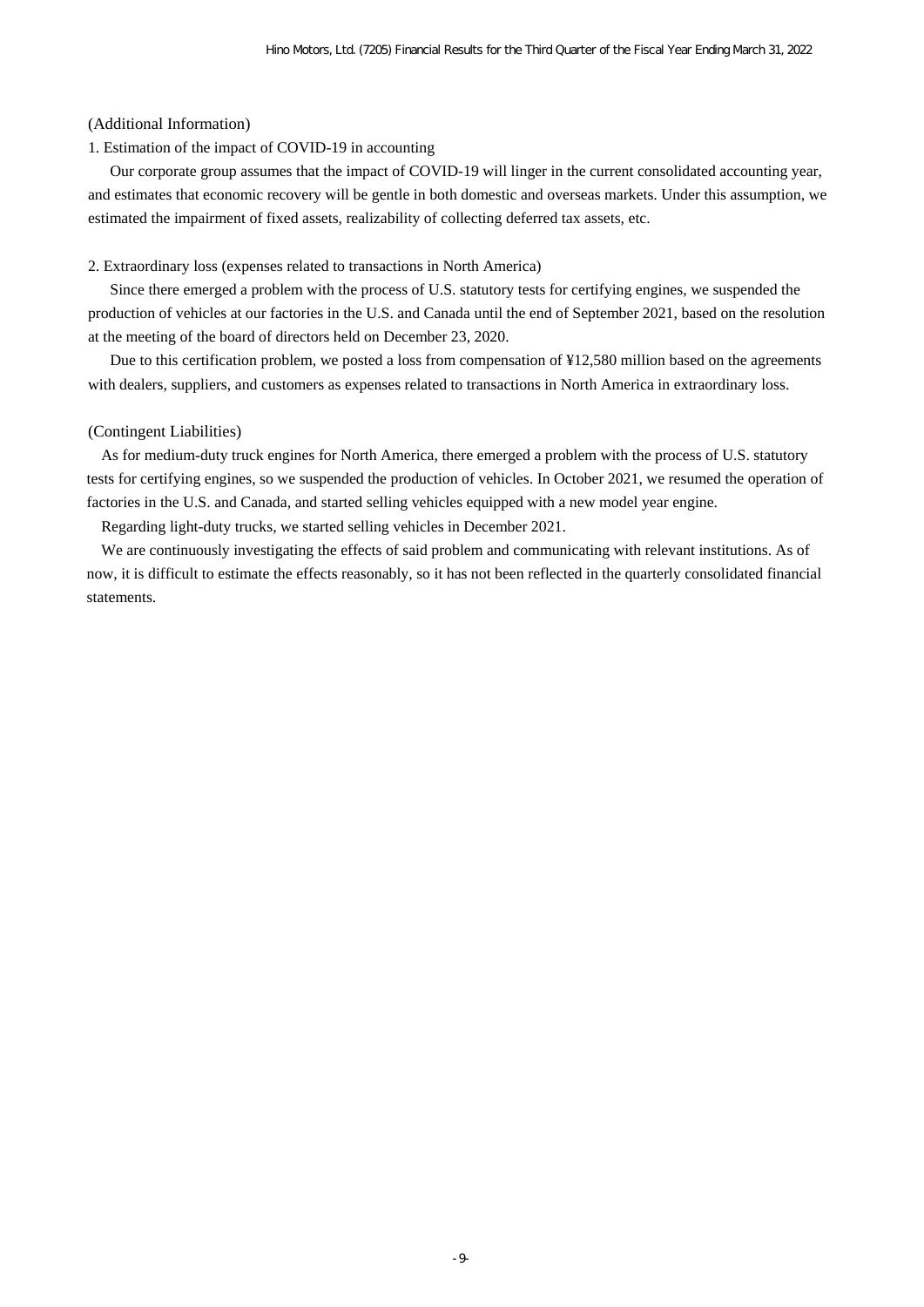(Additional Information)

1. Estimation of the impact of COVID-19 in accounting

Our corporate group assumes that the impact of COVID-19 will linger in the current consolidated accounting year, and estimates that economic recovery will be gentle in both domestic and overseas markets. Under this assumption, we estimated the impairment of fixed assets, realizability of collecting deferred tax assets, etc.

2. Extraordinary loss (expenses related to transactions in North America)

Since there emerged a problem with the process of U.S. statutory tests for certifying engines, we suspended the production of vehicles at our factories in the U.S. and Canada until the end of September 2021, based on the resolution at the meeting of the board of directors held on December 23, 2020.

Due to this certification problem, we posted a loss from compensation of ¥12,580 million based on the agreements with dealers, suppliers, and customers as expenses related to transactions in North America in extraordinary loss.

(Contingent Liabilities)

As for medium-duty truck engines for North America, there emerged a problem with the process of U.S. statutory tests for certifying engines, so we suspended the production of vehicles. In October 2021, we resumed the operation of factories in the U.S. and Canada, and started selling vehicles equipped with a new model year engine.

Regarding light-duty trucks, we started selling vehicles in December 2021.

We are continuously investigating the effects of said problem and communicating with relevant institutions. As of now, it is difficult to estimate the effects reasonably, so it has not been reflected in the quarterly consolidated financial statements.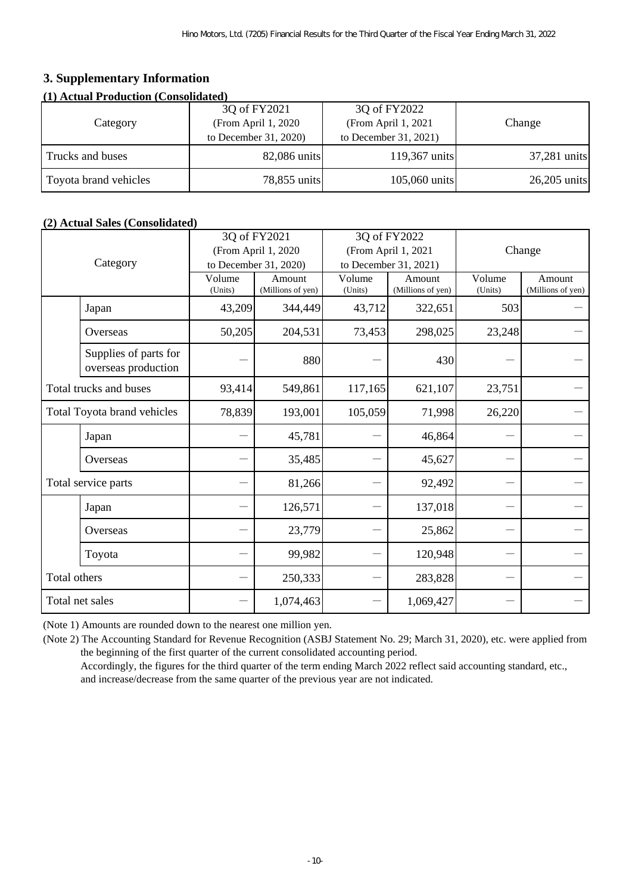## 3. Supplementary Information

### (1) Actual Production (Consolidated)

| Category | 3Q of FY2021 (From April 1, 2020 to December 31, 2020) | 3Q of FY2022 (From April 1, 2021 to December 31, 2021) | Change |
|---|---|---|---|
| Trucks and buses | 82,086 units | 119,367 units | 37,281 units |
| Toyota brand vehicles | 78,855 units | 105,060 units | 26,205 units |

### (2) Actual Sales (Consolidated)

| Category | | 3Q of FY2021 (From April 1, 2020 to December 31, 2020) | | 3Q of FY2022 (From April 1, 2021 to December 31, 2021) | | Change | |
|---|---|---|---|---|---|---|---|
| | | Volume (Units) | Amount (Millions of yen) | Volume (Units) | Amount (Millions of yen) | Volume (Units) | Amount (Millions of yen) |
| | Japan | 43,209 | 344,449 | 43,712 | 322,651 | 503 | — |
| | Overseas | 50,205 | 204,531 | 73,453 | 298,025 | 23,248 | — |
| | Supplies of parts for overseas production | — | 880 | — | 430 | — | — |
| Total trucks and buses | | 93,414 | 549,861 | 117,165 | 621,107 | 23,751 | — |
| Total Toyota brand vehicles | | 78,839 | 193,001 | 105,059 | 71,998 | 26,220 | — |
| | Japan | — | 45,781 | — | 46,864 | — | — |
| | Overseas | — | 35,485 | — | 45,627 | — | — |
| Total service parts | | — | 81,266 | — | 92,492 | — | — |
| | Japan | — | 126,571 | — | 137,018 | — | — |
| | Overseas | — | 23,779 | — | 25,862 | — | — |
| | Toyota | — | 99,982 | — | 120,948 | — | — |
| Total others | | — | 250,333 | — | 283,828 | — | — |
| Total net sales | | — | 1,074,463 | — | 1,069,427 | — | — |

(Note 1) Amounts are rounded down to the nearest one million yen.

(Note 2) The Accounting Standard for Revenue Recognition (ASBJ Statement No. 29; March 31, 2020), etc. were applied from the beginning of the first quarter of the current consolidated accounting period.
Accordingly, the figures for the third quarter of the term ending March 2022 reflect said accounting standard, etc., and increase/decrease from the same quarter of the previous year are not indicated.